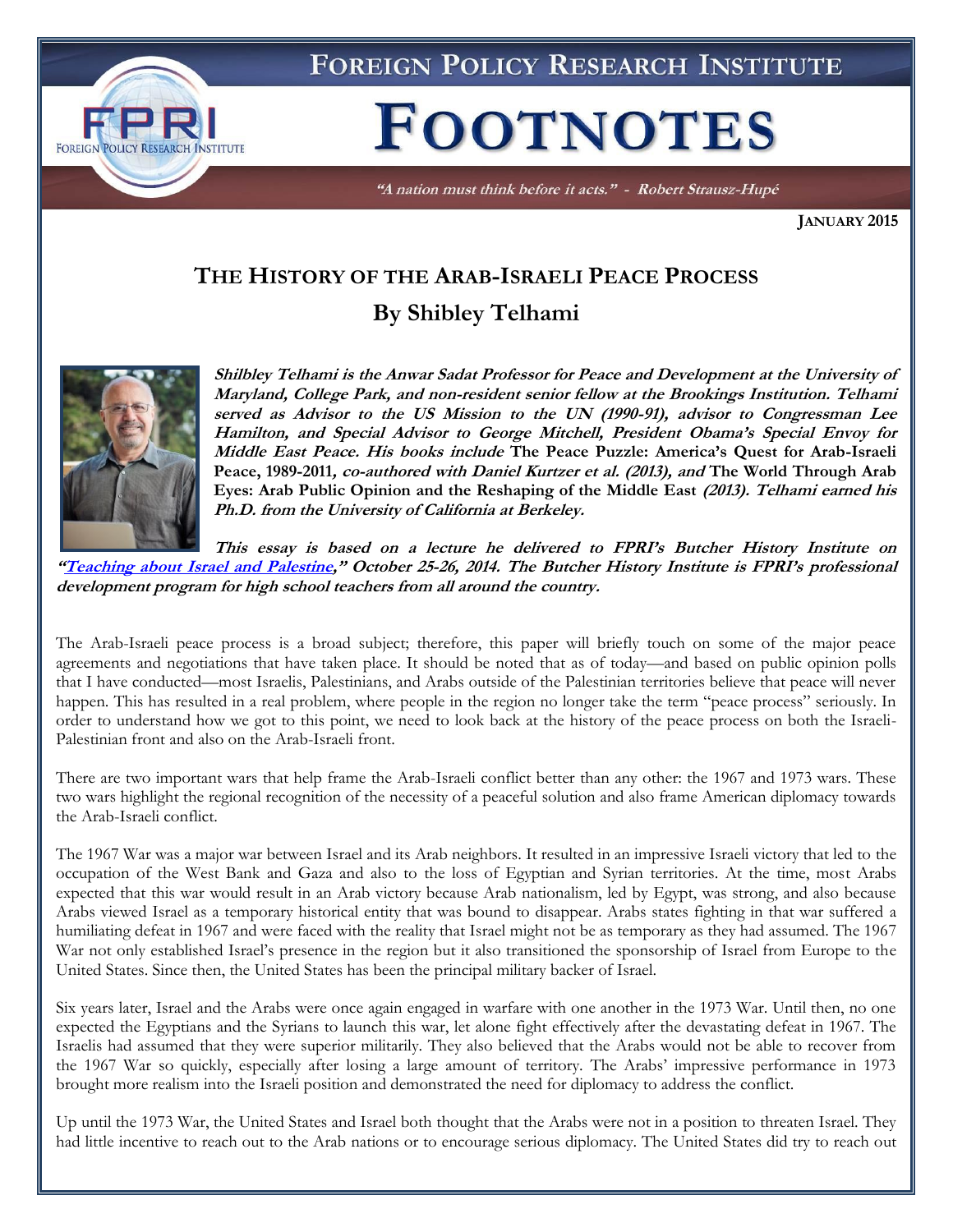# FOREIGN POLICY RESEARCH INSTITUTE

# FOOTNOTES

*"A nation must think before it acts." - Robert Strausz-Hupé*

**JANUARY 2015**

## THE HISTORY OF THE ARAB-ISRAELI PEACE PROCESS

### By Shibley Telhami

***Shilbley Telhami is the Anwar Sadat Professor for Peace and Development at the University of Maryland, College Park, and non-resident senior fellow at the Brookings Institution. Telhami served as Advisor to the US Mission to the UN (1990-91), advisor to Congressman Lee Hamilton, and Special Advisor to George Mitchell, President Obama's Special Envoy for Middle East Peace. His books include* The Peace Puzzle: America's Quest for Arab-Israeli Peace, 1989-2011*, co-authored with Daniel Kurtzer et al. (2013), and* The World Through Arab Eyes: Arab Public Opinion and the Reshaping of the Middle East *(2013). Telhami earned his Ph.D. from the University of California at Berkeley.***

***This essay is based on a lecture he delivered to FPRI's Butcher History Institute on "Teaching about Israel and Palestine," October 25-26, 2014. The Butcher History Institute is FPRI's professional development program for high school teachers from all around the country.***

The Arab-Israeli peace process is a broad subject; therefore, this paper will briefly touch on some of the major peace agreements and negotiations that have taken place. It should be noted that as of today—and based on public opinion polls that I have conducted—most Israelis, Palestinians, and Arabs outside of the Palestinian territories believe that peace will never happen. This has resulted in a real problem, where people in the region no longer take the term "peace process" seriously. In order to understand how we got to this point, we need to look back at the history of the peace process on both the Israeli-Palestinian front and also on the Arab-Israeli front.

There are two important wars that help frame the Arab-Israeli conflict better than any other: the 1967 and 1973 wars. These two wars highlight the regional recognition of the necessity of a peaceful solution and also frame American diplomacy towards the Arab-Israeli conflict.

The 1967 War was a major war between Israel and its Arab neighbors. It resulted in an impressive Israeli victory that led to the occupation of the West Bank and Gaza and also to the loss of Egyptian and Syrian territories. At the time, most Arabs expected that this war would result in an Arab victory because Arab nationalism, led by Egypt, was strong, and also because Arabs viewed Israel as a temporary historical entity that was bound to disappear. Arabs states fighting in that war suffered a humiliating defeat in 1967 and were faced with the reality that Israel might not be as temporary as they had assumed. The 1967 War not only established Israel's presence in the region but it also transitioned the sponsorship of Israel from Europe to the United States. Since then, the United States has been the principal military backer of Israel.

Six years later, Israel and the Arabs were once again engaged in warfare with one another in the 1973 War. Until then, no one expected the Egyptians and the Syrians to launch this war, let alone fight effectively after the devastating defeat in 1967. The Israelis had assumed that they were superior militarily. They also believed that the Arabs would not be able to recover from the 1967 War so quickly, especially after losing a large amount of territory. The Arabs' impressive performance in 1973 brought more realism into the Israeli position and demonstrated the need for diplomacy to address the conflict.

Up until the 1973 War, the United States and Israel both thought that the Arabs were not in a position to threaten Israel. They had little incentive to reach out to the Arab nations or to encourage serious diplomacy. The United States did try to reach out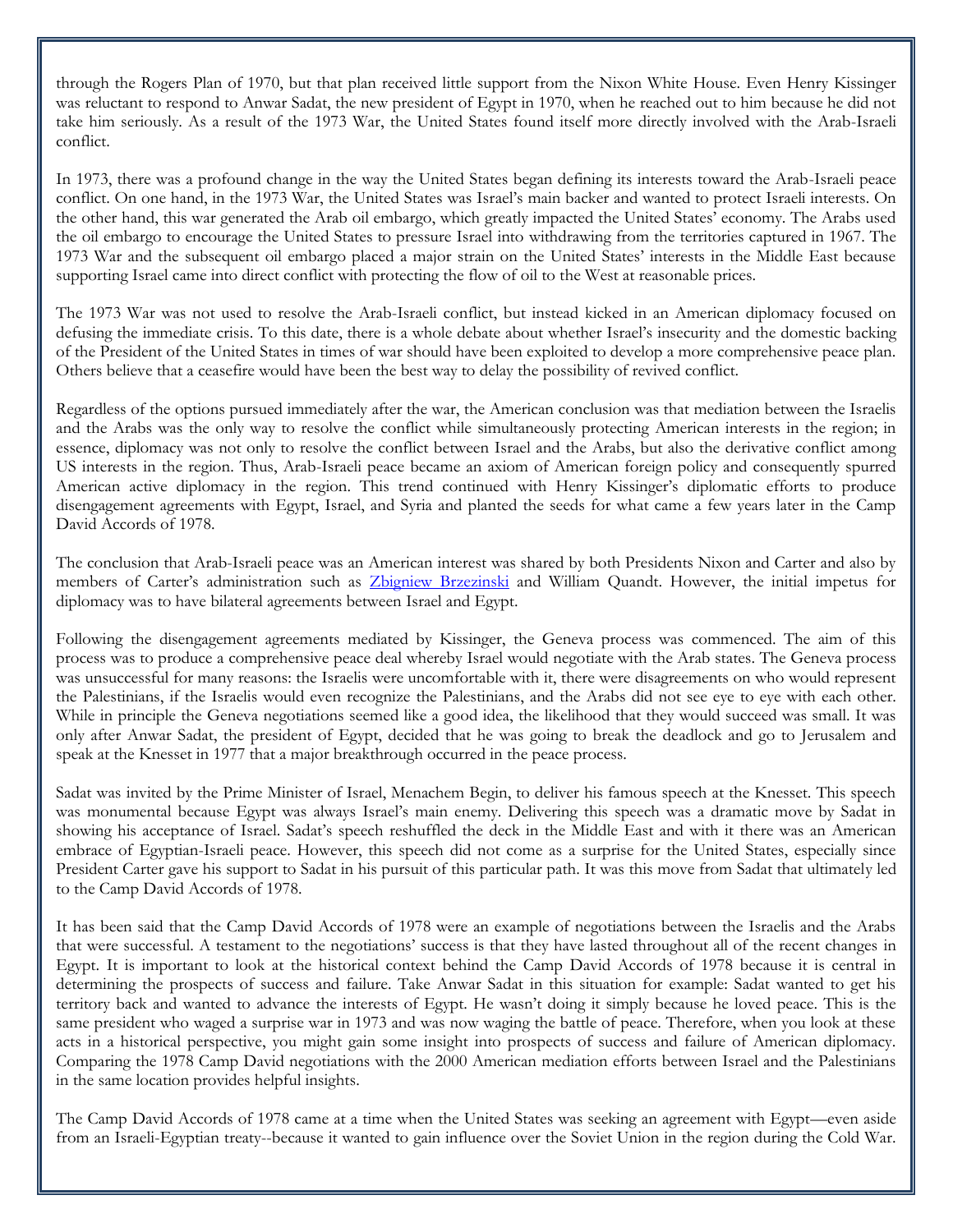through the Rogers Plan of 1970, but that plan received little support from the Nixon White House. Even Henry Kissinger was reluctant to respond to Anwar Sadat, the new president of Egypt in 1970, when he reached out to him because he did not take him seriously. As a result of the 1973 War, the United States found itself more directly involved with the Arab-Israeli conflict.

In 1973, there was a profound change in the way the United States began defining its interests toward the Arab-Israeli peace conflict. On one hand, in the 1973 War, the United States was Israel's main backer and wanted to protect Israeli interests. On the other hand, this war generated the Arab oil embargo, which greatly impacted the United States' economy. The Arabs used the oil embargo to encourage the United States to pressure Israel into withdrawing from the territories captured in 1967. The 1973 War and the subsequent oil embargo placed a major strain on the United States' interests in the Middle East because supporting Israel came into direct conflict with protecting the flow of oil to the West at reasonable prices.

The 1973 War was not used to resolve the Arab-Israeli conflict, but instead kicked in an American diplomacy focused on defusing the immediate crisis. To this date, there is a whole debate about whether Israel's insecurity and the domestic backing of the President of the United States in times of war should have been exploited to develop a more comprehensive peace plan. Others believe that a ceasefire would have been the best way to delay the possibility of revived conflict.

Regardless of the options pursued immediately after the war, the American conclusion was that mediation between the Israelis and the Arabs was the only way to resolve the conflict while simultaneously protecting American interests in the region; in essence, diplomacy was not only to resolve the conflict between Israel and the Arabs, but also the derivative conflict among US interests in the region. Thus, Arab-Israeli peace became an axiom of American foreign policy and consequently spurred American active diplomacy in the region. This trend continued with Henry Kissinger's diplomatic efforts to produce disengagement agreements with Egypt, Israel, and Syria and planted the seeds for what came a few years later in the Camp David Accords of 1978.

The conclusion that Arab-Israeli peace was an American interest was shared by both Presidents Nixon and Carter and also by members of Carter's administration such as Zbigniew Brzezinski and William Quandt. However, the initial impetus for diplomacy was to have bilateral agreements between Israel and Egypt.

Following the disengagement agreements mediated by Kissinger, the Geneva process was commenced. The aim of this process was to produce a comprehensive peace deal whereby Israel would negotiate with the Arab states. The Geneva process was unsuccessful for many reasons: the Israelis were uncomfortable with it, there were disagreements on who would represent the Palestinians, if the Israelis would even recognize the Palestinians, and the Arabs did not see eye to eye with each other. While in principle the Geneva negotiations seemed like a good idea, the likelihood that they would succeed was small. It was only after Anwar Sadat, the president of Egypt, decided that he was going to break the deadlock and go to Jerusalem and speak at the Knesset in 1977 that a major breakthrough occurred in the peace process.

Sadat was invited by the Prime Minister of Israel, Menachem Begin, to deliver his famous speech at the Knesset. This speech was monumental because Egypt was always Israel's main enemy. Delivering this speech was a dramatic move by Sadat in showing his acceptance of Israel. Sadat's speech reshuffled the deck in the Middle East and with it there was an American embrace of Egyptian-Israeli peace. However, this speech did not come as a surprise for the United States, especially since President Carter gave his support to Sadat in his pursuit of this particular path. It was this move from Sadat that ultimately led to the Camp David Accords of 1978.

It has been said that the Camp David Accords of 1978 were an example of negotiations between the Israelis and the Arabs that were successful. A testament to the negotiations' success is that they have lasted throughout all of the recent changes in Egypt. It is important to look at the historical context behind the Camp David Accords of 1978 because it is central in determining the prospects of success and failure. Take Anwar Sadat in this situation for example: Sadat wanted to get his territory back and wanted to advance the interests of Egypt. He wasn't doing it simply because he loved peace. This is the same president who waged a surprise war in 1973 and was now waging the battle of peace. Therefore, when you look at these acts in a historical perspective, you might gain some insight into prospects of success and failure of American diplomacy. Comparing the 1978 Camp David negotiations with the 2000 American mediation efforts between Israel and the Palestinians in the same location provides helpful insights.

The Camp David Accords of 1978 came at a time when the United States was seeking an agreement with Egypt—even aside from an Israeli-Egyptian treaty--because it wanted to gain influence over the Soviet Union in the region during the Cold War.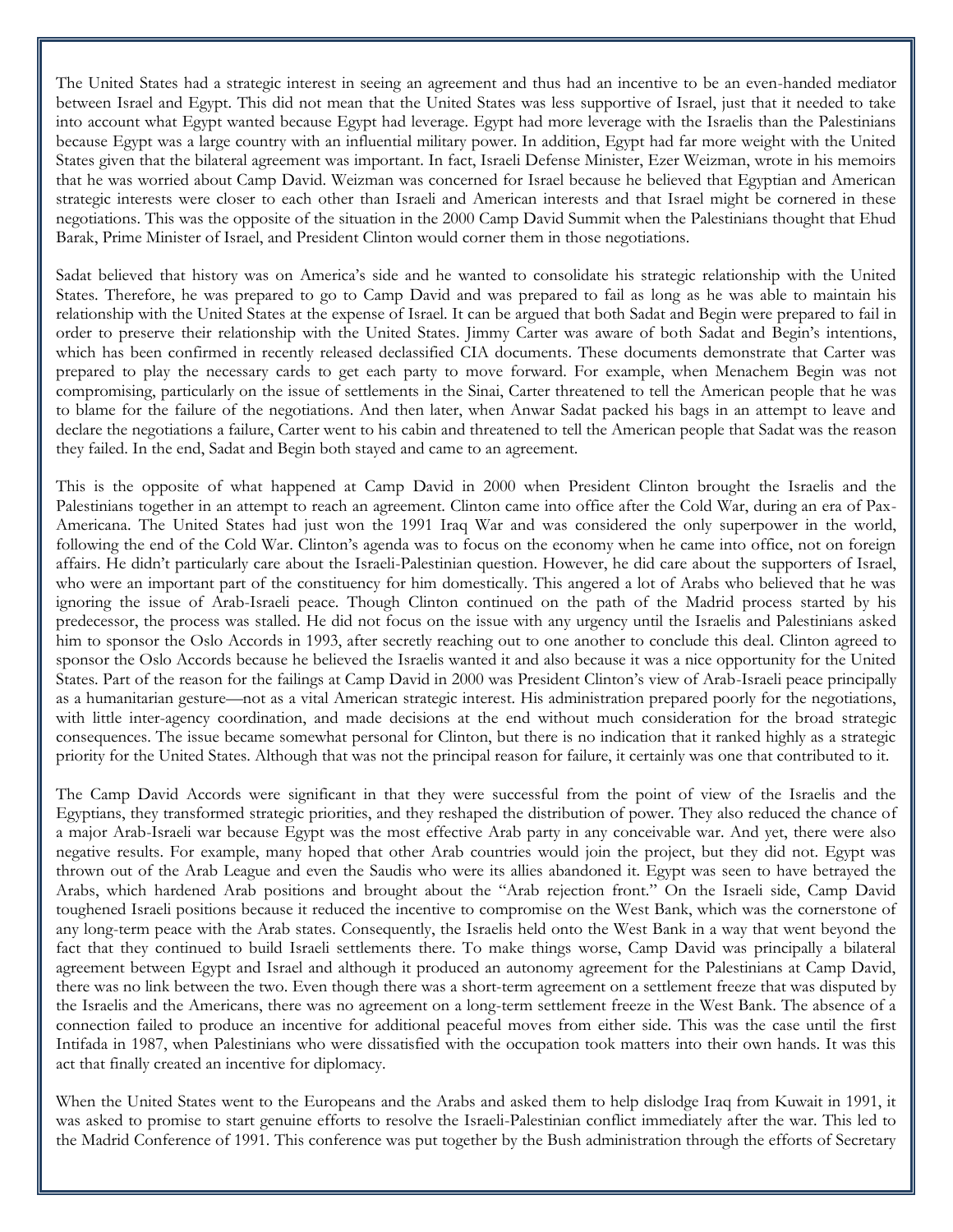The United States had a strategic interest in seeing an agreement and thus had an incentive to be an even-handed mediator between Israel and Egypt. This did not mean that the United States was less supportive of Israel, just that it needed to take into account what Egypt wanted because Egypt had leverage. Egypt had more leverage with the Israelis than the Palestinians because Egypt was a large country with an influential military power. In addition, Egypt had far more weight with the United States given that the bilateral agreement was important. In fact, Israeli Defense Minister, Ezer Weizman, wrote in his memoirs that he was worried about Camp David. Weizman was concerned for Israel because he believed that Egyptian and American strategic interests were closer to each other than Israeli and American interests and that Israel might be cornered in these negotiations. This was the opposite of the situation in the 2000 Camp David Summit when the Palestinians thought that Ehud Barak, Prime Minister of Israel, and President Clinton would corner them in those negotiations.

Sadat believed that history was on America's side and he wanted to consolidate his strategic relationship with the United States. Therefore, he was prepared to go to Camp David and was prepared to fail as long as he was able to maintain his relationship with the United States at the expense of Israel. It can be argued that both Sadat and Begin were prepared to fail in order to preserve their relationship with the United States. Jimmy Carter was aware of both Sadat and Begin's intentions, which has been confirmed in recently released declassified CIA documents. These documents demonstrate that Carter was prepared to play the necessary cards to get each party to move forward. For example, when Menachem Begin was not compromising, particularly on the issue of settlements in the Sinai, Carter threatened to tell the American people that he was to blame for the failure of the negotiations. And then later, when Anwar Sadat packed his bags in an attempt to leave and declare the negotiations a failure, Carter went to his cabin and threatened to tell the American people that Sadat was the reason they failed. In the end, Sadat and Begin both stayed and came to an agreement.

This is the opposite of what happened at Camp David in 2000 when President Clinton brought the Israelis and the Palestinians together in an attempt to reach an agreement. Clinton came into office after the Cold War, during an era of Pax-Americana. The United States had just won the 1991 Iraq War and was considered the only superpower in the world, following the end of the Cold War. Clinton's agenda was to focus on the economy when he came into office, not on foreign affairs. He didn't particularly care about the Israeli-Palestinian question. However, he did care about the supporters of Israel, who were an important part of the constituency for him domestically. This angered a lot of Arabs who believed that he was ignoring the issue of Arab-Israeli peace. Though Clinton continued on the path of the Madrid process started by his predecessor, the process was stalled. He did not focus on the issue with any urgency until the Israelis and Palestinians asked him to sponsor the Oslo Accords in 1993, after secretly reaching out to one another to conclude this deal. Clinton agreed to sponsor the Oslo Accords because he believed the Israelis wanted it and also because it was a nice opportunity for the United States. Part of the reason for the failings at Camp David in 2000 was President Clinton's view of Arab-Israeli peace principally as a humanitarian gesture—not as a vital American strategic interest. His administration prepared poorly for the negotiations, with little inter-agency coordination, and made decisions at the end without much consideration for the broad strategic consequences. The issue became somewhat personal for Clinton, but there is no indication that it ranked highly as a strategic priority for the United States. Although that was not the principal reason for failure, it certainly was one that contributed to it.

The Camp David Accords were significant in that they were successful from the point of view of the Israelis and the Egyptians, they transformed strategic priorities, and they reshaped the distribution of power. They also reduced the chance of a major Arab-Israeli war because Egypt was the most effective Arab party in any conceivable war. And yet, there were also negative results. For example, many hoped that other Arab countries would join the project, but they did not. Egypt was thrown out of the Arab League and even the Saudis who were its allies abandoned it. Egypt was seen to have betrayed the Arabs, which hardened Arab positions and brought about the "Arab rejection front." On the Israeli side, Camp David toughened Israeli positions because it reduced the incentive to compromise on the West Bank, which was the cornerstone of any long-term peace with the Arab states. Consequently, the Israelis held onto the West Bank in a way that went beyond the fact that they continued to build Israeli settlements there. To make things worse, Camp David was principally a bilateral agreement between Egypt and Israel and although it produced an autonomy agreement for the Palestinians at Camp David, there was no link between the two. Even though there was a short-term agreement on a settlement freeze that was disputed by the Israelis and the Americans, there was no agreement on a long-term settlement freeze in the West Bank. The absence of a connection failed to produce an incentive for additional peaceful moves from either side. This was the case until the first Intifada in 1987, when Palestinians who were dissatisfied with the occupation took matters into their own hands. It was this act that finally created an incentive for diplomacy.

When the United States went to the Europeans and the Arabs and asked them to help dislodge Iraq from Kuwait in 1991, it was asked to promise to start genuine efforts to resolve the Israeli-Palestinian conflict immediately after the war. This led to the Madrid Conference of 1991. This conference was put together by the Bush administration through the efforts of Secretary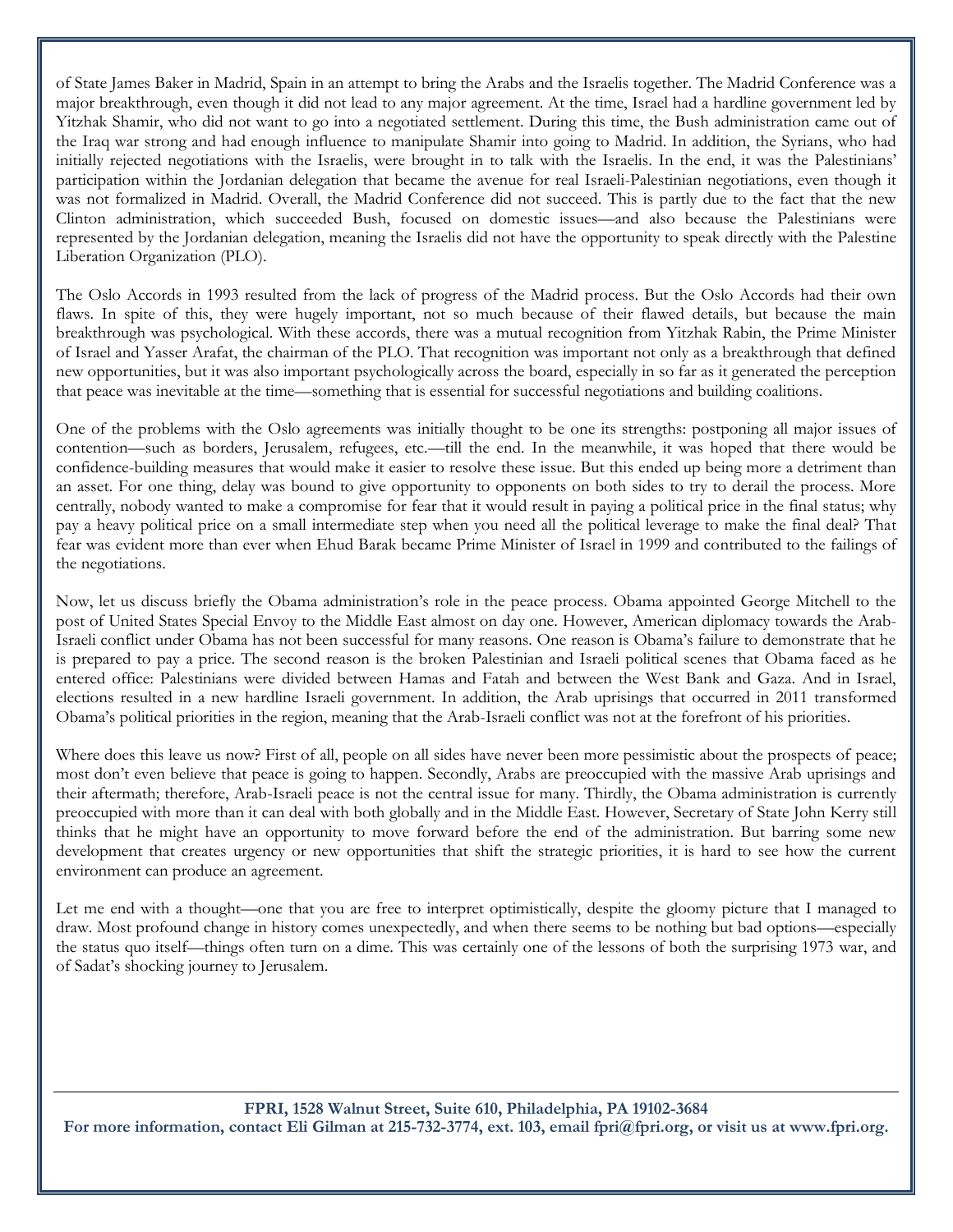of State James Baker in Madrid, Spain in an attempt to bring the Arabs and the Israelis together. The Madrid Conference was a major breakthrough, even though it did not lead to any major agreement. At the time, Israel had a hardline government led by Yitzhak Shamir, who did not want to go into a negotiated settlement. During this time, the Bush administration came out of the Iraq war strong and had enough influence to manipulate Shamir into going to Madrid. In addition, the Syrians, who had initially rejected negotiations with the Israelis, were brought in to talk with the Israelis. In the end, it was the Palestinians' participation within the Jordanian delegation that became the avenue for real Israeli-Palestinian negotiations, even though it was not formalized in Madrid. Overall, the Madrid Conference did not succeed. This is partly due to the fact that the new Clinton administration, which succeeded Bush, focused on domestic issues—and also because the Palestinians were represented by the Jordanian delegation, meaning the Israelis did not have the opportunity to speak directly with the Palestine Liberation Organization (PLO).

The Oslo Accords in 1993 resulted from the lack of progress of the Madrid process. But the Oslo Accords had their own flaws. In spite of this, they were hugely important, not so much because of their flawed details, but because the main breakthrough was psychological. With these accords, there was a mutual recognition from Yitzhak Rabin, the Prime Minister of Israel and Yasser Arafat, the chairman of the PLO. That recognition was important not only as a breakthrough that defined new opportunities, but it was also important psychologically across the board, especially in so far as it generated the perception that peace was inevitable at the time—something that is essential for successful negotiations and building coalitions.

One of the problems with the Oslo agreements was initially thought to be one its strengths: postponing all major issues of contention—such as borders, Jerusalem, refugees, etc.—till the end. In the meanwhile, it was hoped that there would be confidence-building measures that would make it easier to resolve these issue. But this ended up being more a detriment than an asset. For one thing, delay was bound to give opportunity to opponents on both sides to try to derail the process. More centrally, nobody wanted to make a compromise for fear that it would result in paying a political price in the final status; why pay a heavy political price on a small intermediate step when you need all the political leverage to make the final deal? That fear was evident more than ever when Ehud Barak became Prime Minister of Israel in 1999 and contributed to the failings of the negotiations.

Now, let us discuss briefly the Obama administration's role in the peace process. Obama appointed George Mitchell to the post of United States Special Envoy to the Middle East almost on day one. However, American diplomacy towards the Arab-Israeli conflict under Obama has not been successful for many reasons. One reason is Obama's failure to demonstrate that he is prepared to pay a price. The second reason is the broken Palestinian and Israeli political scenes that Obama faced as he entered office: Palestinians were divided between Hamas and Fatah and between the West Bank and Gaza. And in Israel, elections resulted in a new hardline Israeli government. In addition, the Arab uprisings that occurred in 2011 transformed Obama's political priorities in the region, meaning that the Arab-Israeli conflict was not at the forefront of his priorities.

Where does this leave us now? First of all, people on all sides have never been more pessimistic about the prospects of peace; most don't even believe that peace is going to happen. Secondly, Arabs are preoccupied with the massive Arab uprisings and their aftermath; therefore, Arab-Israeli peace is not the central issue for many. Thirdly, the Obama administration is currently preoccupied with more than it can deal with both globally and in the Middle East. However, Secretary of State John Kerry still thinks that he might have an opportunity to move forward before the end of the administration. But barring some new development that creates urgency or new opportunities that shift the strategic priorities, it is hard to see how the current environment can produce an agreement.

Let me end with a thought—one that you are free to interpret optimistically, despite the gloomy picture that I managed to draw. Most profound change in history comes unexpectedly, and when there seems to be nothing but bad options—especially the status quo itself—things often turn on a dime. This was certainly one of the lessons of both the surprising 1973 war, and of Sadat's shocking journey to Jerusalem.

---

**FPRI, 1528 Walnut Street, Suite 610, Philadelphia, PA 19102-3684**
**For more information, contact Eli Gilman at 215-732-3774, ext. 103, email fpri@fpri.org, or visit us at www.fpri.org.**